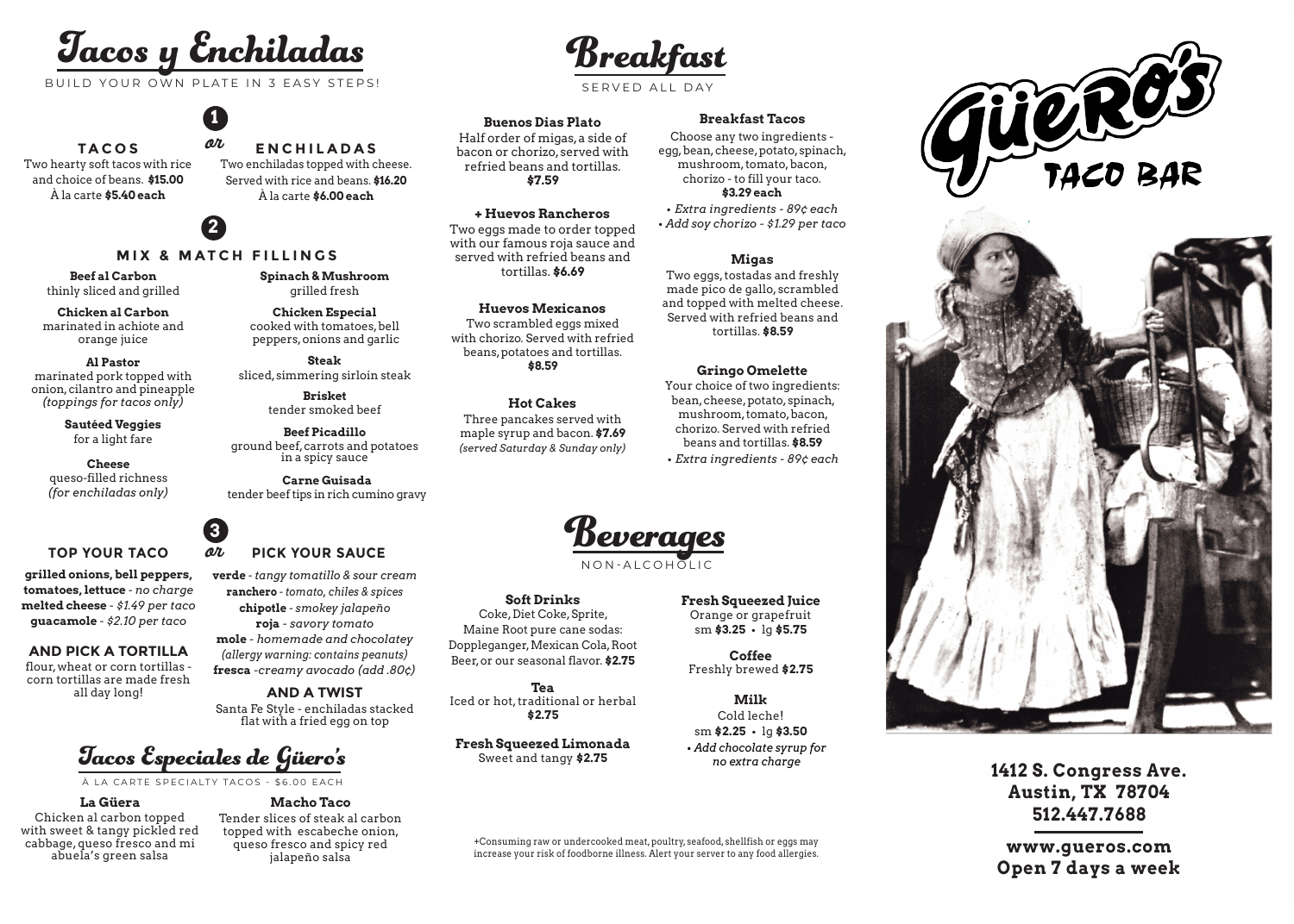# Tacos y Enchiladas

BUILD YOUR OWN PLATE IN 3 EASY STEPS!

## 1

### TACOS

Two hearty soft tacos with rice and choice of beans. **$15.00**
À la carte **$5.40 each**

*or*

### ENCHILADAS

Two enchiladas topped with cheese. Served with rice and beans. **$16.20**
À la carte **$6.00 each**

## 2

### MIX & MATCH FILLINGS

**Beef al Carbon**
thinly sliced and grilled

**Chicken al Carbon**
marinated in achiote and orange juice

**Al Pastor**
marinated pork topped with onion, cilantro and pineapple *(toppings for tacos only)*

**Sautéed Veggies**
for a light fare

**Cheese**
queso-filled richness *(for enchiladas only)*

**Spinach & Mushroom**
grilled fresh

**Chicken Especial**
cooked with tomatoes, bell peppers, onions and garlic

**Steak**
sliced, simmering sirloin steak

**Brisket**
tender smoked beef

**Beef Picadillo**
ground beef, carrots and potatoes in a spicy sauce

**Carne Guisada**
tender beef tips in rich cumino gravy

## 3

### TOP YOUR TACO

**grilled onions, bell peppers, tomatoes, lettuce** - *no charge*
**melted cheese** - *$1.49 per taco*
**guacamole** - *$2.10 per taco*

### AND PICK A TORTILLA

flour, wheat or corn tortillas - corn tortillas are made fresh all day long!

*or*

### PICK YOUR SAUCE

**verde** - *tangy tomatillo & sour cream*
**ranchero** - *tomato, chiles & spices*
**chipotle** - *smokey jalapeño*
**roja** - *savory tomato*
**mole** - *homemade and chocolatey (allergy warning: contains peanuts)*
**fresca** -*creamy avocado (add .80¢)*

### AND A TWIST

Santa Fe Style - enchiladas stacked flat with a fried egg on top

# Tacos Especiales de Güero's

À LA CARTE SPECIALTY TACOS - $6.00 EACH

**La Güera**
Chicken al carbon topped with sweet & tangy pickled red cabbage, queso fresco and mi abuela's green salsa

**Macho Taco**
Tender slices of steak al carbon topped with escabeche onion, queso fresco and spicy red jalapeño salsa

# Breakfast

SERVED ALL DAY

**Buenos Dias Plato**
Half order of migas, a side of bacon or chorizo, served with refried beans and tortillas.
**$7.59**

**+ Huevos Rancheros**
Two eggs made to order topped with our famous roja sauce and served with refried beans and tortillas. **$6.69**

**Huevos Mexicanos**
Two scrambled eggs mixed with chorizo. Served with refried beans, potatoes and tortillas.
**$8.59**

**Hot Cakes**
Three pancakes served with maple syrup and bacon. **$7.69**
*(served Saturday & Sunday only)*

**Breakfast Tacos**
Choose any two ingredients - egg, bean, cheese, potato, spinach, mushroom, tomato, bacon, chorizo - to fill your taco.
**$3.29 each**
- *Extra ingredients - 89¢ each*
- *Add soy chorizo - $1.29 per taco*

**Migas**
Two eggs, tostadas and freshly made pico de gallo, scrambled and topped with melted cheese. Served with refried beans and tortillas. **$8.59**

**Gringo Omelette**
Your choice of two ingredients: bean, cheese, potato, spinach, mushroom, tomato, bacon, chorizo. Served with refried beans and tortillas. **$8.59**
- *Extra ingredients - 89¢ each*

# Beverages

NON-ALCOHOLIC

**Soft Drinks**
Coke, Diet Coke, Sprite, Maine Root pure cane sodas: Doppleganger, Mexican Cola, Root Beer, or our seasonal flavor. **$2.75**

**Tea**
Iced or hot, traditional or herbal
**$2.75**

**Fresh Squeezed Limonada**
Sweet and tangy **$2.75**

**Fresh Squeezed Juice**
Orange or grapefruit
sm **$3.25** • lg **$5.75**

**Coffee**
Freshly brewed **$2.75**

**Milk**
Cold leche!
sm **$2.25** • lg **$3.50**
- *Add chocolate syrup for no extra charge*

+Consuming raw or undercooked meat, poultry, seafood, shellfish or eggs may increase your risk of foodborne illness. Alert your server to any food allergies.

# Güero's TACO BAR

**1412 S. Congress Ave.
Austin, TX 78704
512.447.7688**

**www.gueros.com
Open 7 days a week**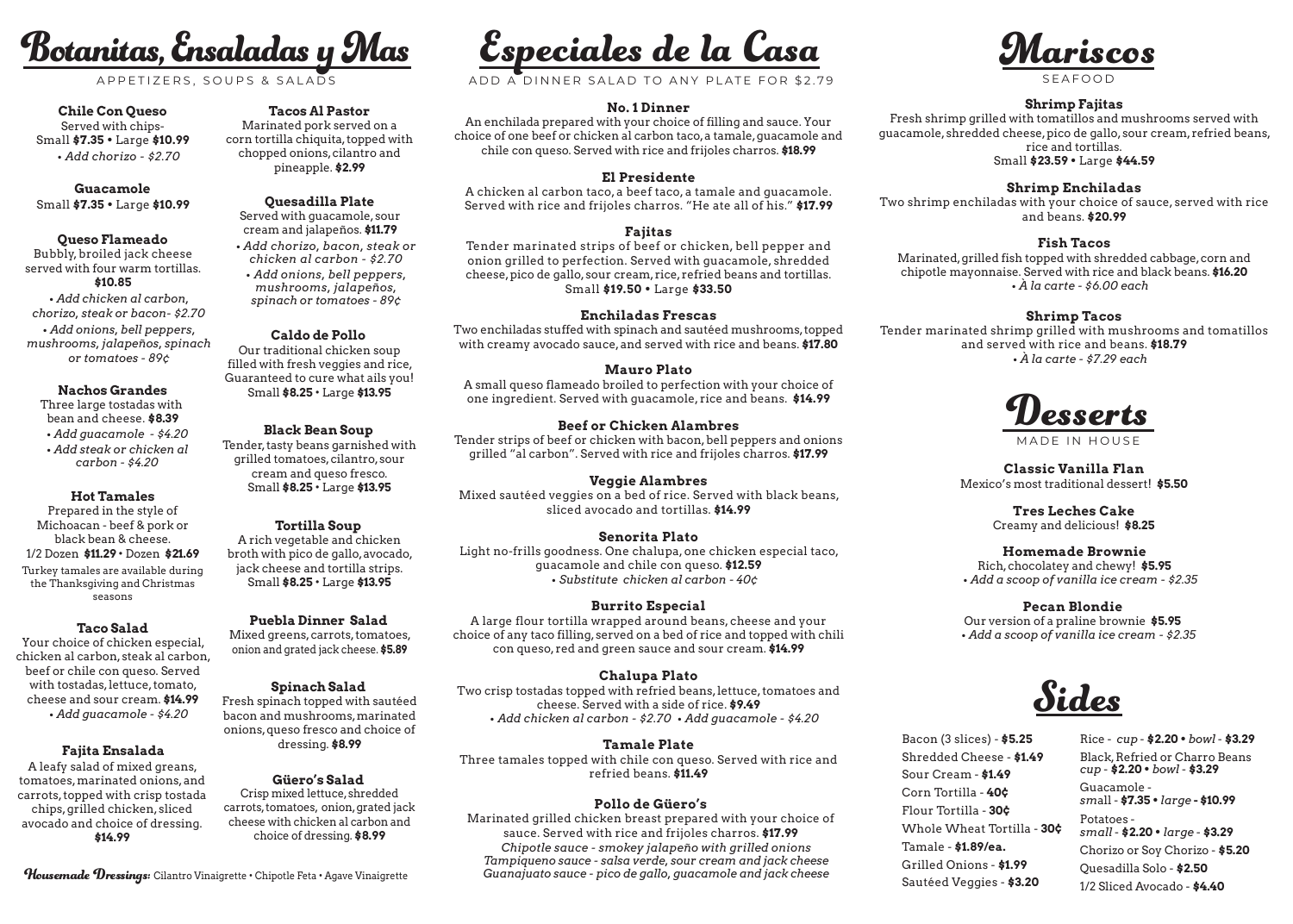# Botanitas, Ensaladas y Mas

APPETIZERS, SOUPS & SALADS

### Chile Con Queso

Served with chips-
Small **$7.35** • Large **$10.99**
*• Add chorizo - $2.70*

### Guacamole

Small **$7.35** • Large **$10.99**

### Queso Flameado

Bubbly, broiled jack cheese served with four warm tortillas. **$10.85**
*• Add chicken al carbon, chorizo, steak or bacon- $2.70*
*• Add onions, bell peppers, mushrooms, jalapeños, spinach or tomatoes - 89¢*

### Nachos Grandes

Three large tostadas with bean and cheese. **$8.39**
*• Add guacamole - $4.20*
*• Add steak or chicken al carbon - $4.20*

### Hot Tamales

Prepared in the style of Michoacan - beef & pork or black bean & cheese.
1/2 Dozen **$11.29** • Dozen **$21.69**
Turkey tamales are available during the Thanksgiving and Christmas seasons

### Taco Salad

Your choice of chicken especial, chicken al carbon, steak al carbon, beef or chile con queso. Served with tostadas, lettuce, tomato, cheese and sour cream. **$14.99**
*• Add guacamole - $4.20*

### Fajita Ensalada

A leafy salad of mixed greans, tomatoes, marinated onions, and carrots, topped with crisp tostada chips, grilled chicken, sliced avocado and choice of dressing. **$14.99**

### Tacos Al Pastor

Marinated pork served on a corn tortilla chiquita, topped with chopped onions, cilantro and pineapple. **$2.99**

### Quesadilla Plate

Served with guacamole, sour cream and jalapeños. **$11.79**
*• Add chorizo, bacon, steak or chicken al carbon - $2.70*
*• Add onions, bell peppers, mushrooms, jalapeños, spinach or tomatoes - 89¢*

### Caldo de Pollo

Our traditional chicken soup filled with fresh veggies and rice, Guaranteed to cure what ails you!
Small **$8.25** • Large **$13.95**

### Black Bean Soup

Tender, tasty beans garnished with grilled tomatoes, cilantro, sour cream and queso fresco.
Small **$8.25** • Large **$13.95**

### Tortilla Soup

A rich vegetable and chicken broth with pico de gallo, avocado, jack cheese and tortilla strips.
Small **$8.25** • Large **$13.95**

### Puebla Dinner Salad

Mixed greens, carrots, tomatoes, onion and grated jack cheese. **$5.89**

### Spinach Salad

Fresh spinach topped with sautéed bacon and mushrooms, marinated onions, queso fresco and choice of dressing. **$8.99**

### Güero's Salad

Crisp mixed lettuce, shredded carrots, tomatoes, onion, grated jack cheese with chicken al carbon and choice of dressing. **$8.99**

**Housemade Dressings:** Cilantro Vinaigrette • Chipotle Feta • Agave Vinaigrette

# Especiales de la Casa

ADD A DINNER SALAD TO ANY PLATE FOR $2.79

### No. 1 Dinner

An enchilada prepared with your choice of filling and sauce. Your choice of one beef or chicken al carbon taco, a tamale, guacamole and chile con queso. Served with rice and frijoles charros. **$18.99**

### El Presidente

A chicken al carbon taco, a beef taco, a tamale and guacamole. Served with rice and frijoles charros. "He ate all of his." **$17.99**

### Fajitas

Tender marinated strips of beef or chicken, bell pepper and onion grilled to perfection. Served with guacamole, shredded cheese, pico de gallo, sour cream, rice, refried beans and tortillas.
Small **$19.50** • Large **$33.50**

### Enchiladas Frescas

Two enchiladas stuffed with spinach and sautéed mushrooms, topped with creamy avocado sauce, and served with rice and beans. **$17.80**

### Mauro Plato

A small queso flameado broiled to perfection with your choice of one ingredient. Served with guacamole, rice and beans. **$14.99**

### Beef or Chicken Alambres

Tender strips of beef or chicken with bacon, bell peppers and onions grilled "al carbon". Served with rice and frijoles charros. **$17.99**

### Veggie Alambres

Mixed sautéed veggies on a bed of rice. Served with black beans, sliced avocado and tortillas. **$14.99**

### Senorita Plato

Light no-frills goodness. One chalupa, one chicken especial taco, guacamole and chile con queso. **$12.59**
*• Substitute chicken al carbon - 40¢*

### Burrito Especial

A large flour tortilla wrapped around beans, cheese and your choice of any taco filling, served on a bed of rice and topped with chili con queso, red and green sauce and sour cream. **$14.99**

### Chalupa Plato

Two crisp tostadas topped with refried beans, lettuce, tomatoes and cheese. Served with a side of rice. **$9.49**
*• Add chicken al carbon - $2.70 • Add guacamole - $4.20*

### Tamale Plate

Three tamales topped with chile con queso. Served with rice and refried beans. **$11.49**

### Pollo de Güero's

Marinated grilled chicken breast prepared with your choice of sauce. Served with rice and frijoles charros. **$17.99**
*Chipotle sauce - smokey jalapeño with grilled onions*
*Tampiqueno sauce - salsa verde, sour cream and jack cheese*
*Guanajuato sauce - pico de gallo, guacamole and jack cheese*

# Mariscos

SEAFOOD

### Shrimp Fajitas

Fresh shrimp grilled with tomatillos and mushrooms served with guacamole, shredded cheese, pico de gallo, sour cream, refried beans, rice and tortillas.
Small **$23.59** • Large **$44.59**

### Shrimp Enchiladas

Two shrimp enchiladas with your choice of sauce, served with rice and beans. **$20.99**

### Fish Tacos

Marinated, grilled fish topped with shredded cabbage, corn and chipotle mayonnaise. Served with rice and black beans. **$16.20**
*• À la carte - $6.00 each*

### Shrimp Tacos

Tender marinated shrimp grilled with mushrooms and tomatillos and served with rice and beans. **$18.79**
*• À la carte - $7.29 each*

# Desserts

MADE IN HOUSE

### Classic Vanilla Flan

Mexico's most traditional dessert! **$5.50**

### Tres Leches Cake

Creamy and delicious! **$8.25**

### Homemade Brownie

Rich, chocolatey and chewy! **$5.95**
*• Add a scoop of vanilla ice cream - $2.35*

### Pecan Blondie

Our version of a praline brownie **$5.95**
*• Add a scoop of vanilla ice cream - $2.35*

# Sides

Bacon (3 slices) - **$5.25**
Shredded Cheese - **$1.49**
Sour Cream - **$1.49**
Corn Tortilla - **40¢**
Flour Tortilla - **30¢**
Whole Wheat Tortilla - **30¢**
Tamale - **$1.89/ea.**
Grilled Onions - **$1.99**
Sautéed Veggies - **$3.20**

Rice - *cup* - **$2.20** • *bowl* - **$3.29**
Black, Refried or Charro Beans *cup* - **$2.20** • *bowl* - **$3.29**
Guacamole - *small* - **$7.35** • *large* - **$10.99**
Potatoes - *small* - **$2.20** • *large* - **$3.29**
Chorizo or Soy Chorizo - **$5.20**
Quesadilla Solo - **$2.50**
1/2 Sliced Avocado - **$4.40**